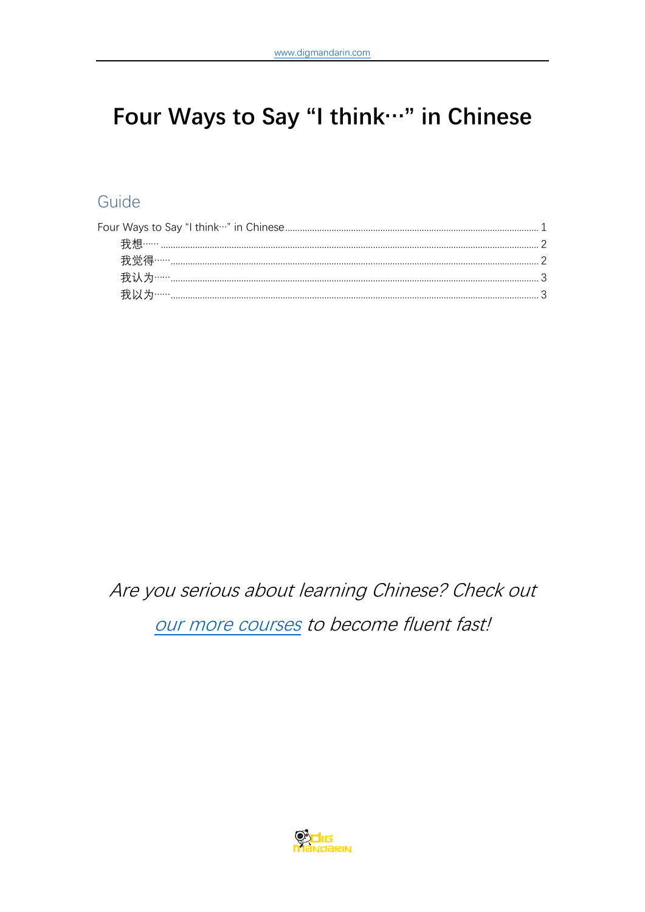# Four Ways to Say "I think…" in Chinese

## Guide

Four Ways to Say "I think…" in Chinese ........ 1

- 我想…… ........ 2
- 我觉得…… ........ 2
- 我认为…… ........ 3
- 我以为…… ........ 3

*Are you serious about learning Chinese? Check out our more courses to become fluent fast!*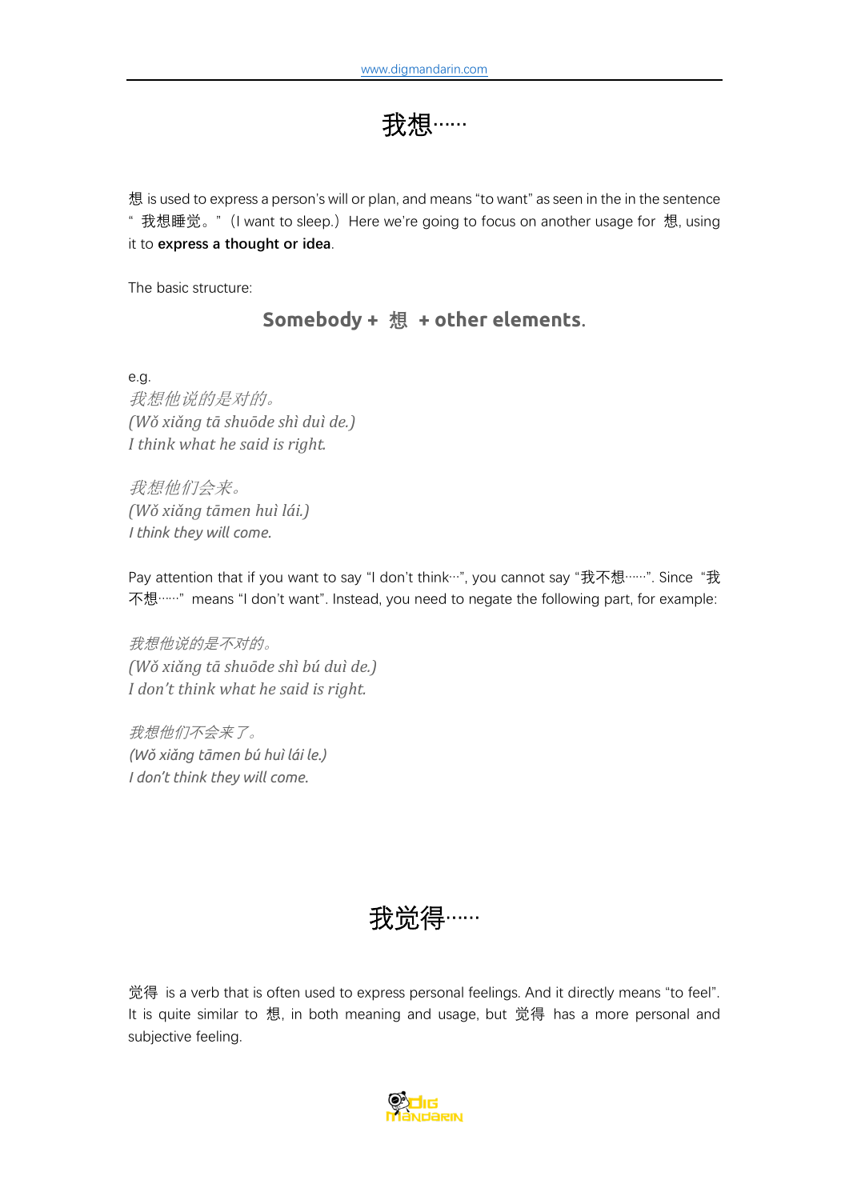# 我想……

想 is used to express a person's will or plan, and means "to want" as seen in the in the sentence "我想睡觉。"（I want to sleep.）Here we're going to focus on another usage for 想, using it to **express a thought or idea**.

The basic structure:

**Somebody + 想 + other elements.**

e.g.

*我想他说的是对的。*
*(Wǒ xiǎng tā shuōde shì duì de.)*
*I think what he said is right.*

*我想他们会来。*
*(Wǒ xiǎng tāmen huì lái.)*
*I think they will come.*

Pay attention that if you want to say "I don't think…", you cannot say "我不想……". Since "我不想……" means "I don't want". Instead, you need to negate the following part, for example:

*我想他说的是不对的。*
*(Wǒ xiǎng tā shuōde shì bú duì de.)*
*I don't think what he said is right.*

*我想他们不会来了。*
*(Wǒ xiǎng tāmen bú huì lái le.)*
*I don't think they will come.*

# 我觉得……

觉得 is a verb that is often used to express personal feelings. And it directly means "to feel". It is quite similar to 想, in both meaning and usage, but 觉得 has a more personal and subjective feeling.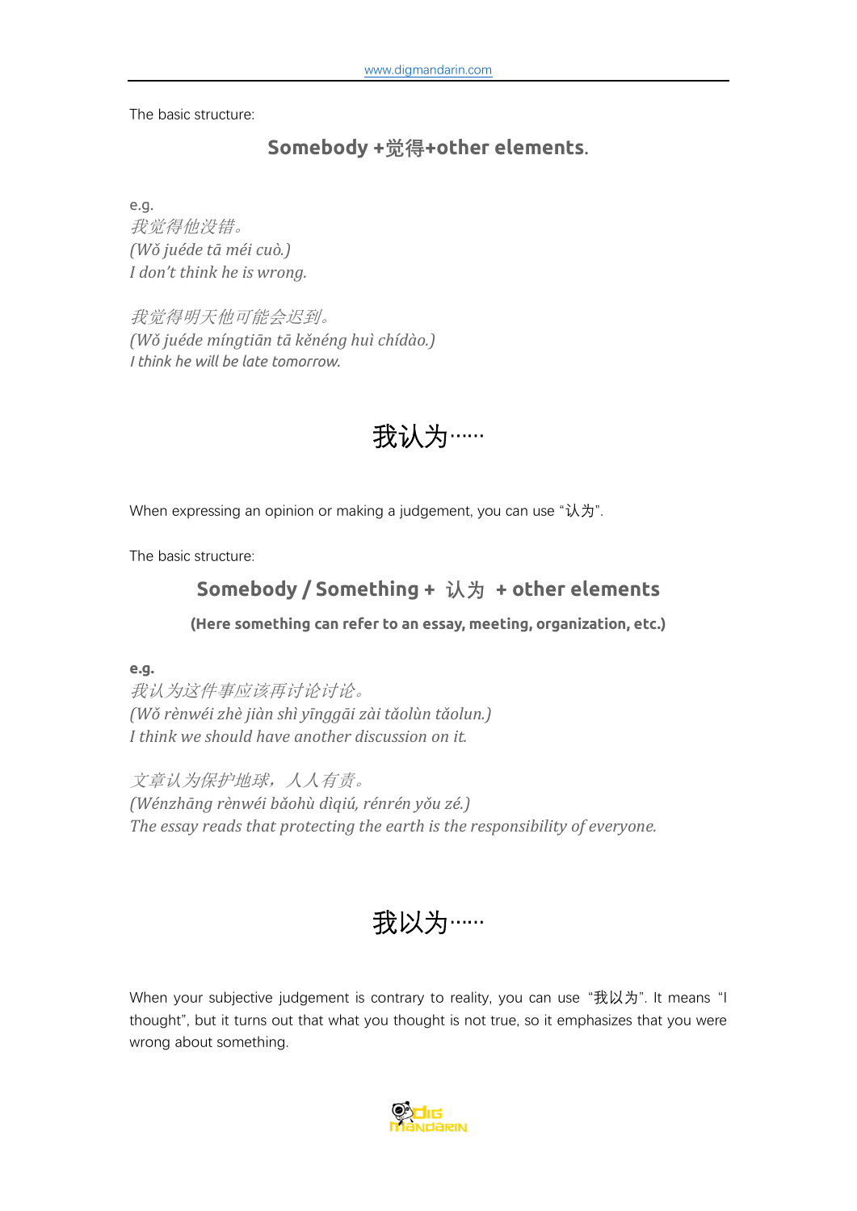The basic structure:

**Somebody +觉得+other elements**.

e.g.

*我觉得他没错。*
*(Wǒ juéde tā méi cuò.)*
*I don't think he is wrong.*

*我觉得明天他可能会迟到。*
*(Wǒ juéde míngtiān tā kěnéng huì chídào.)*
*I think he will be late tomorrow.*

## 我认为……

When expressing an opinion or making a judgement, you can use "认为".

The basic structure:

**Somebody / Something + 认为 + other elements**

**(Here something can refer to an essay, meeting, organization, etc.)**

**e.g.**

*我认为这件事应该再讨论讨论。*
*(Wǒ rènwéi zhè jiàn shì yīnggāi zài tǎolùn tǎolun.)*
*I think we should have another discussion on it.*

*文章认为保护地球，人人有责。*
*(Wénzhāng rènwéi bǎohù dìqiú, rénrén yǒu zé.)*
*The essay reads that protecting the earth is the responsibility of everyone.*

## 我以为……

When your subjective judgement is contrary to reality, you can use "我以为". It means "I thought", but it turns out that what you thought is not true, so it emphasizes that you were wrong about something.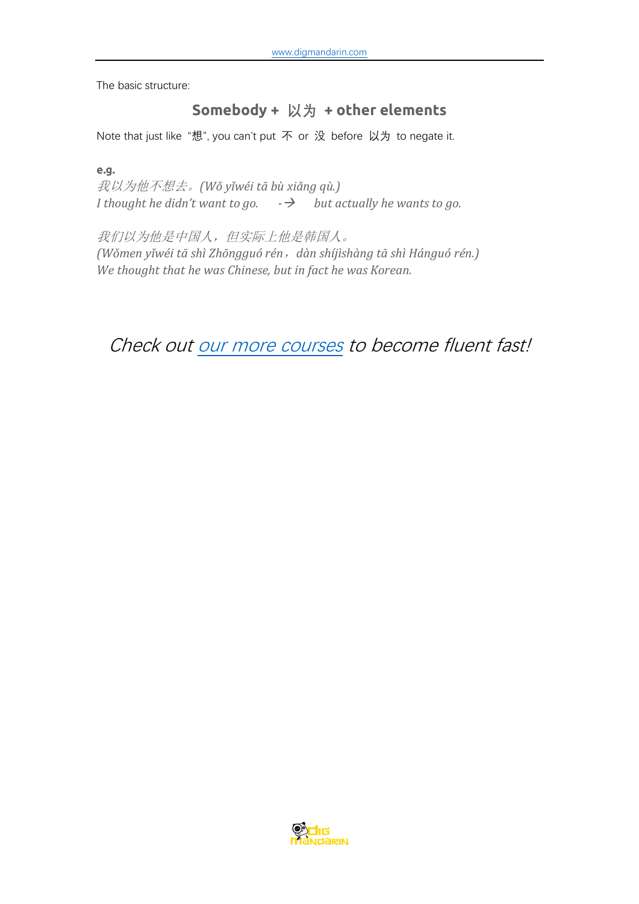The basic structure:

**Somebody + 以为 + other elements**

Note that just like "想", you can't put 不 or 没 before 以为 to negate it.

**e.g.**

*我以为他不想去。(Wǒ yǐwéi tā bù xiǎng qù.)*
*I thought he didn't want to go.* -→ *but actually he wants to go.*

*我们以为他是中国人，但实际上他是韩国人。*
*(Wǒmen yǐwéi tā shì Zhōngguó rén，dàn shíjìshàng tā shì Hánguó rén.)*
*We thought that he was Chinese, but in fact he was Korean.*

*Check out [our more courses]() to become fluent fast!*